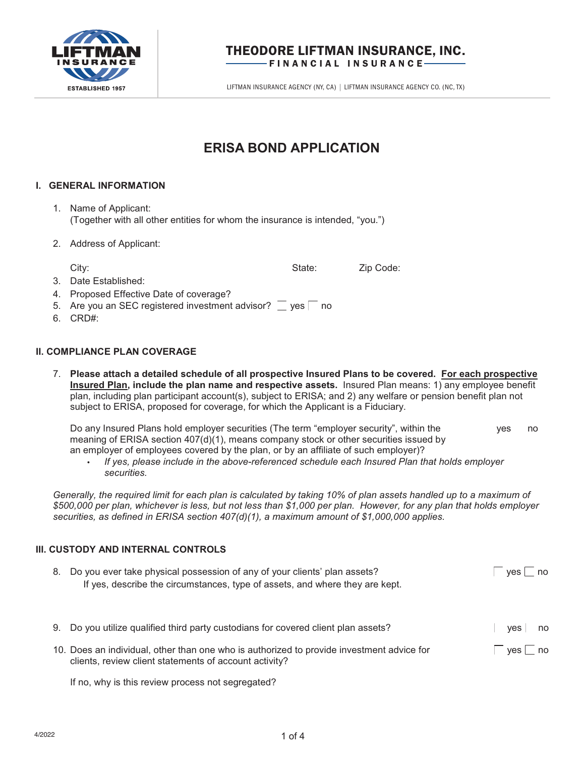LIFTMAN INSURANCE

ESTABLISHED 1957

**THEODORE LIFTMAN INSURANCE, INC.**

FINANCIAL INSURANCE

LIFTMAN INSURANCE AGENCY (NY, CA) | LIFTMAN INSURANCE AGENCY CO. (NC, TX)

# ERISA BOND APPLICATION

## I. GENERAL INFORMATION

1. Name of Applicant:
   (Together with all other entities for whom the insurance is intended, "you.")

2. Address of Applicant:

   City: State: Zip Code:

3. Date Established:
4. Proposed Effective Date of coverage?
5. Are you an SEC registered investment advisor? ☐ yes ☐ no
6. CRD#:

## II. COMPLIANCE PLAN COVERAGE

7. **Please attach a detailed schedule of all prospective Insured Plans to be covered. <u>For each prospective Insured Plan</u>, include the plan name and respective assets.** Insured Plan means: 1) any employee benefit plan, including plan participant account(s), subject to ERISA; and 2) any welfare or pension benefit plan not subject to ERISA, proposed for coverage, for which the Applicant is a Fiduciary.

   Do any Insured Plans hold employer securities (The term "employer security", within the meaning of ERISA section 407(d)(1), means company stock or other securities issued by an employer of employees covered by the plan, or by an affiliate of such employer)? ☐ yes ☐ no

   - *If yes, please include in the above-referenced schedule each Insured Plan that holds employer securities.*

*Generally, the required limit for each plan is calculated by taking 10% of plan assets handled up to a maximum of $500,000 per plan, whichever is less, but not less than $1,000 per plan. However, for any plan that holds employer securities, as defined in ERISA section 407(d)(1), a maximum amount of $1,000,000 applies.*

## III. CUSTODY AND INTERNAL CONTROLS

8. Do you ever take physical possession of any of your clients' plan assets? ☐ yes ☐ no
   If yes, describe the circumstances, type of assets, and where they are kept.

9. Do you utilize qualified third party custodians for covered client plan assets? ☐ yes ☐ no

10. Does an individual, other than one who is authorized to provide investment advice for clients, review client statements of account activity? ☐ yes ☐ no

    If no, why is this review process not segregated?

4/2022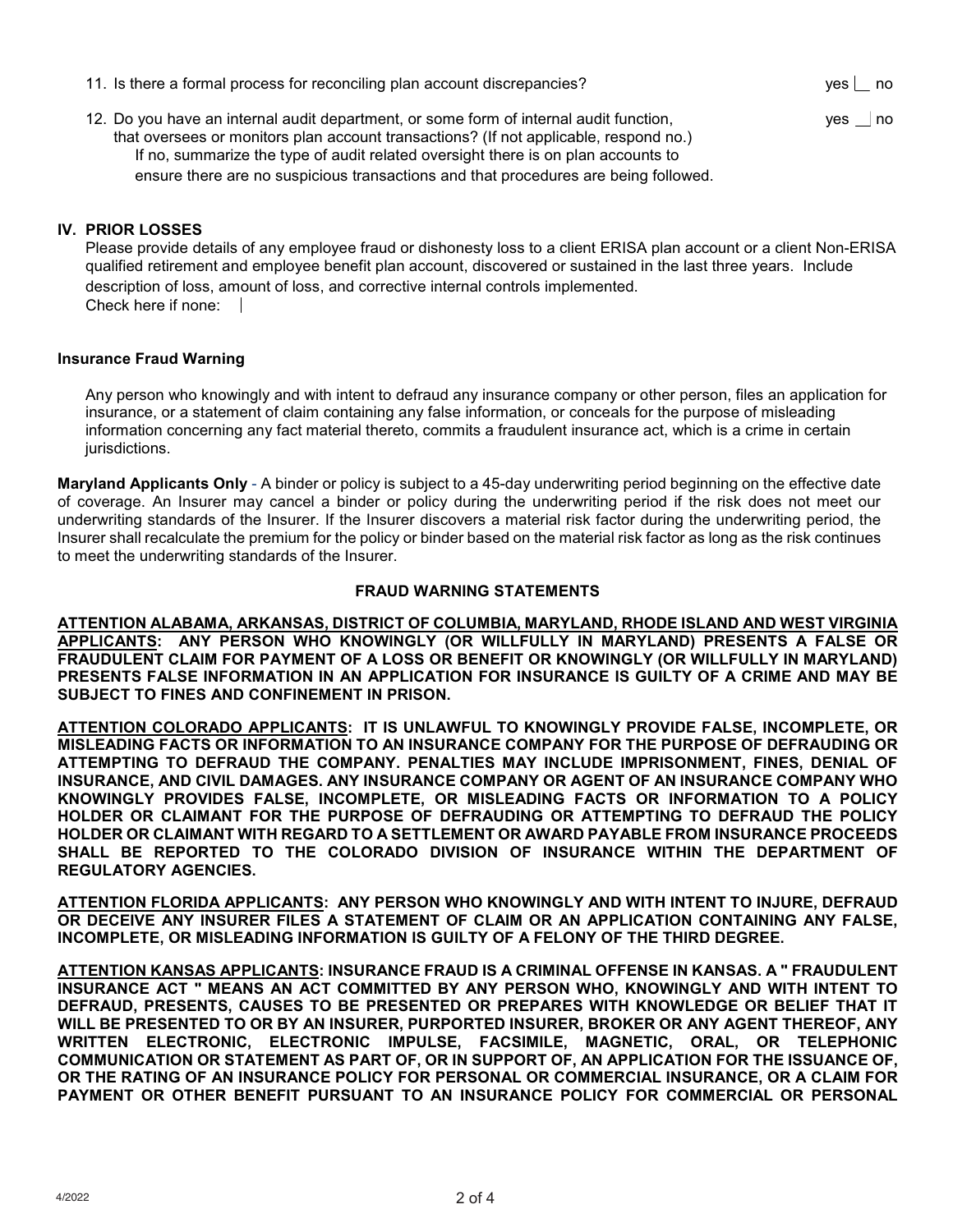11. Is there a formal process for reconciling plan account discrepancies? yes ___ no

12. Do you have an internal audit department, or some form of internal audit function, that oversees or monitors plan account transactions? (If not applicable, respond no.) yes ___ no

    If no, summarize the type of audit related oversight there is on plan accounts to ensure there are no suspicious transactions and that procedures are being followed.

## IV. PRIOR LOSSES

Please provide details of any employee fraud or dishonesty loss to a client ERISA plan account or a client Non-ERISA qualified retirement and employee benefit plan account, discovered or sustained in the last three years. Include description of loss, amount of loss, and corrective internal controls implemented.

Check here if none:

### Insurance Fraud Warning

Any person who knowingly and with intent to defraud any insurance company or other person, files an application for insurance, or a statement of claim containing any false information, or conceals for the purpose of misleading information concerning any fact material thereto, commits a fraudulent insurance act, which is a crime in certain jurisdictions.

**Maryland Applicants Only** - A binder or policy is subject to a 45-day underwriting period beginning on the effective date of coverage. An Insurer may cancel a binder or policy during the underwriting period if the risk does not meet our underwriting standards of the Insurer. If the Insurer discovers a material risk factor during the underwriting period, the Insurer shall recalculate the premium for the policy or binder based on the material risk factor as long as the risk continues to meet the underwriting standards of the Insurer.

### FRAUD WARNING STATEMENTS

**ATTENTION ALABAMA, ARKANSAS, DISTRICT OF COLUMBIA, MARYLAND, RHODE ISLAND AND WEST VIRGINIA APPLICANTS: ANY PERSON WHO KNOWINGLY (OR WILLFULLY IN MARYLAND) PRESENTS A FALSE OR FRAUDULENT CLAIM FOR PAYMENT OF A LOSS OR BENEFIT OR KNOWINGLY (OR WILLFULLY IN MARYLAND) PRESENTS FALSE INFORMATION IN AN APPLICATION FOR INSURANCE IS GUILTY OF A CRIME AND MAY BE SUBJECT TO FINES AND CONFINEMENT IN PRISON.**

**ATTENTION COLORADO APPLICANTS: IT IS UNLAWFUL TO KNOWINGLY PROVIDE FALSE, INCOMPLETE, OR MISLEADING FACTS OR INFORMATION TO AN INSURANCE COMPANY FOR THE PURPOSE OF DEFRAUDING OR ATTEMPTING TO DEFRAUD THE COMPANY. PENALTIES MAY INCLUDE IMPRISONMENT, FINES, DENIAL OF INSURANCE, AND CIVIL DAMAGES. ANY INSURANCE COMPANY OR AGENT OF AN INSURANCE COMPANY WHO KNOWINGLY PROVIDES FALSE, INCOMPLETE, OR MISLEADING FACTS OR INFORMATION TO A POLICY HOLDER OR CLAIMANT FOR THE PURPOSE OF DEFRAUDING OR ATTEMPTING TO DEFRAUD THE POLICY HOLDER OR CLAIMANT WITH REGARD TO A SETTLEMENT OR AWARD PAYABLE FROM INSURANCE PROCEEDS SHALL BE REPORTED TO THE COLORADO DIVISION OF INSURANCE WITHIN THE DEPARTMENT OF REGULATORY AGENCIES.**

**ATTENTION FLORIDA APPLICANTS: ANY PERSON WHO KNOWINGLY AND WITH INTENT TO INJURE, DEFRAUD OR DECEIVE ANY INSURER FILES A STATEMENT OF CLAIM OR AN APPLICATION CONTAINING ANY FALSE, INCOMPLETE, OR MISLEADING INFORMATION IS GUILTY OF A FELONY OF THE THIRD DEGREE.**

**ATTENTION KANSAS APPLICANTS: INSURANCE FRAUD IS A CRIMINAL OFFENSE IN KANSAS. A " FRAUDULENT INSURANCE ACT " MEANS AN ACT COMMITTED BY ANY PERSON WHO, KNOWINGLY AND WITH INTENT TO DEFRAUD, PRESENTS, CAUSES TO BE PRESENTED OR PREPARES WITH KNOWLEDGE OR BELIEF THAT IT WILL BE PRESENTED TO OR BY AN INSURER, PURPORTED INSURER, BROKER OR ANY AGENT THEREOF, ANY WRITTEN ELECTRONIC, ELECTRONIC IMPULSE, FACSIMILE, MAGNETIC, ORAL, OR TELEPHONIC COMMUNICATION OR STATEMENT AS PART OF, OR IN SUPPORT OF, AN APPLICATION FOR THE ISSUANCE OF, OR THE RATING OF AN INSURANCE POLICY FOR PERSONAL OR COMMERCIAL INSURANCE, OR A CLAIM FOR PAYMENT OR OTHER BENEFIT PURSUANT TO AN INSURANCE POLICY FOR COMMERCIAL OR PERSONAL**

4/2022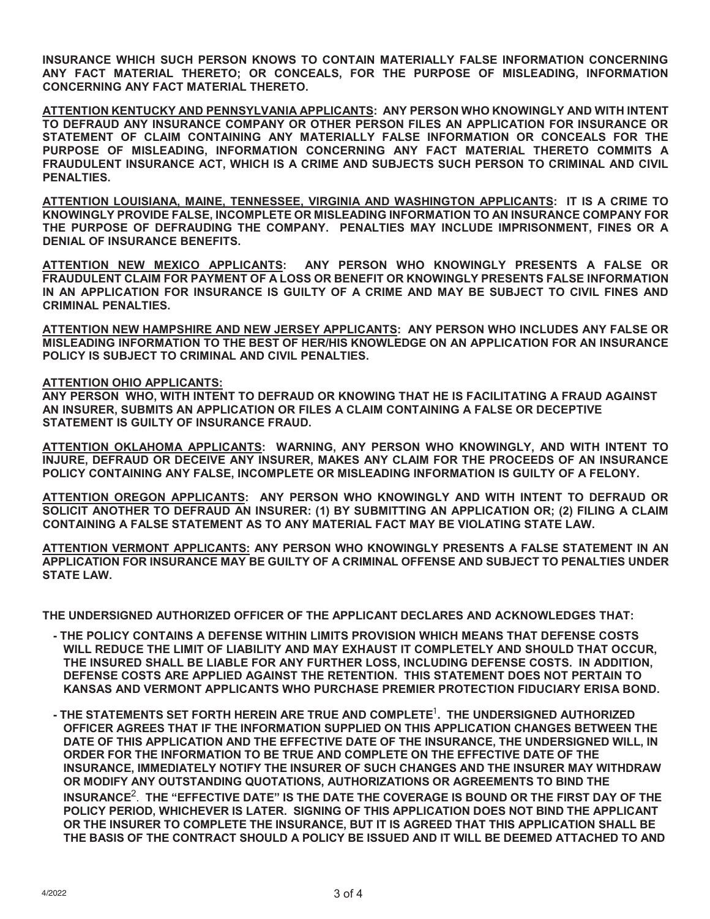**INSURANCE WHICH SUCH PERSON KNOWS TO CONTAIN MATERIALLY FALSE INFORMATION CONCERNING ANY FACT MATERIAL THERETO; OR CONCEALS, FOR THE PURPOSE OF MISLEADING, INFORMATION CONCERNING ANY FACT MATERIAL THERETO.**

**ATTENTION KENTUCKY AND PENNSYLVANIA APPLICANTS: ANY PERSON WHO KNOWINGLY AND WITH INTENT TO DEFRAUD ANY INSURANCE COMPANY OR OTHER PERSON FILES AN APPLICATION FOR INSURANCE OR STATEMENT OF CLAIM CONTAINING ANY MATERIALLY FALSE INFORMATION OR CONCEALS FOR THE PURPOSE OF MISLEADING, INFORMATION CONCERNING ANY FACT MATERIAL THERETO COMMITS A FRAUDULENT INSURANCE ACT, WHICH IS A CRIME AND SUBJECTS SUCH PERSON TO CRIMINAL AND CIVIL PENALTIES.**

**ATTENTION LOUISIANA, MAINE, TENNESSEE, VIRGINIA AND WASHINGTON APPLICANTS: IT IS A CRIME TO KNOWINGLY PROVIDE FALSE, INCOMPLETE OR MISLEADING INFORMATION TO AN INSURANCE COMPANY FOR THE PURPOSE OF DEFRAUDING THE COMPANY. PENALTIES MAY INCLUDE IMPRISONMENT, FINES OR A DENIAL OF INSURANCE BENEFITS.**

**ATTENTION NEW MEXICO APPLICANTS: ANY PERSON WHO KNOWINGLY PRESENTS A FALSE OR FRAUDULENT CLAIM FOR PAYMENT OF A LOSS OR BENEFIT OR KNOWINGLY PRESENTS FALSE INFORMATION IN AN APPLICATION FOR INSURANCE IS GUILTY OF A CRIME AND MAY BE SUBJECT TO CIVIL FINES AND CRIMINAL PENALTIES.**

**ATTENTION NEW HAMPSHIRE AND NEW JERSEY APPLICANTS: ANY PERSON WHO INCLUDES ANY FALSE OR MISLEADING INFORMATION TO THE BEST OF HER/HIS KNOWLEDGE ON AN APPLICATION FOR AN INSURANCE POLICY IS SUBJECT TO CRIMINAL AND CIVIL PENALTIES.**

**ATTENTION OHIO APPLICANTS:**
**ANY PERSON WHO, WITH INTENT TO DEFRAUD OR KNOWING THAT HE IS FACILITATING A FRAUD AGAINST AN INSURER, SUBMITS AN APPLICATION OR FILES A CLAIM CONTAINING A FALSE OR DECEPTIVE STATEMENT IS GUILTY OF INSURANCE FRAUD.**

**ATTENTION OKLAHOMA APPLICANTS: WARNING, ANY PERSON WHO KNOWINGLY, AND WITH INTENT TO INJURE, DEFRAUD OR DECEIVE ANY INSURER, MAKES ANY CLAIM FOR THE PROCEEDS OF AN INSURANCE POLICY CONTAINING ANY FALSE, INCOMPLETE OR MISLEADING INFORMATION IS GUILTY OF A FELONY.**

**ATTENTION OREGON APPLICANTS: ANY PERSON WHO KNOWINGLY AND WITH INTENT TO DEFRAUD OR SOLICIT ANOTHER TO DEFRAUD AN INSURER: (1) BY SUBMITTING AN APPLICATION OR; (2) FILING A CLAIM CONTAINING A FALSE STATEMENT AS TO ANY MATERIAL FACT MAY BE VIOLATING STATE LAW.**

**ATTENTION VERMONT APPLICANTS: ANY PERSON WHO KNOWINGLY PRESENTS A FALSE STATEMENT IN AN APPLICATION FOR INSURANCE MAY BE GUILTY OF A CRIMINAL OFFENSE AND SUBJECT TO PENALTIES UNDER STATE LAW.**

**THE UNDERSIGNED AUTHORIZED OFFICER OF THE APPLICANT DECLARES AND ACKNOWLEDGES THAT:**

- **THE POLICY CONTAINS A DEFENSE WITHIN LIMITS PROVISION WHICH MEANS THAT DEFENSE COSTS WILL REDUCE THE LIMIT OF LIABILITY AND MAY EXHAUST IT COMPLETELY AND SHOULD THAT OCCUR, THE INSURED SHALL BE LIABLE FOR ANY FURTHER LOSS, INCLUDING DEFENSE COSTS. IN ADDITION, DEFENSE COSTS ARE APPLIED AGAINST THE RETENTION. THIS STATEMENT DOES NOT PERTAIN TO KANSAS AND VERMONT APPLICANTS WHO PURCHASE PREMIER PROTECTION FIDUCIARY ERISA BOND.**
- **THE STATEMENTS SET FORTH HEREIN ARE TRUE AND COMPLETE[1]. THE UNDERSIGNED AUTHORIZED OFFICER AGREES THAT IF THE INFORMATION SUPPLIED ON THIS APPLICATION CHANGES BETWEEN THE DATE OF THIS APPLICATION AND THE EFFECTIVE DATE OF THE INSURANCE, THE UNDERSIGNED WILL, IN ORDER FOR THE INFORMATION TO BE TRUE AND COMPLETE ON THE EFFECTIVE DATE OF THE INSURANCE, IMMEDIATELY NOTIFY THE INSURER OF SUCH CHANGES AND THE INSURER MAY WITHDRAW OR MODIFY ANY OUTSTANDING QUOTATIONS, AUTHORIZATIONS OR AGREEMENTS TO BIND THE INSURANCE[2]. THE "EFFECTIVE DATE" IS THE DATE THE COVERAGE IS BOUND OR THE FIRST DAY OF THE POLICY PERIOD, WHICHEVER IS LATER. SIGNING OF THIS APPLICATION DOES NOT BIND THE APPLICANT OR THE INSURER TO COMPLETE THE INSURANCE, BUT IT IS AGREED THAT THIS APPLICATION SHALL BE THE BASIS OF THE CONTRACT SHOULD A POLICY BE ISSUED AND IT WILL BE DEEMED ATTACHED TO AND**

4/2022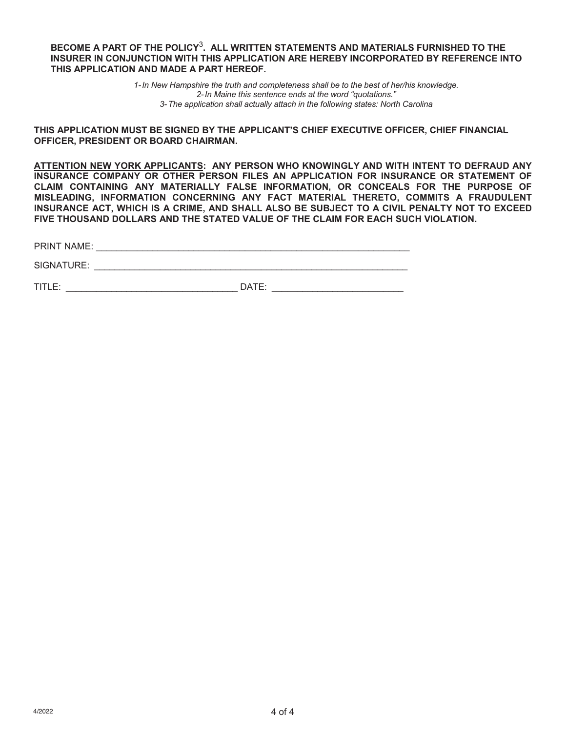**BECOME A PART OF THE POLICY[3]. ALL WRITTEN STATEMENTS AND MATERIALS FURNISHED TO THE INSURER IN CONJUNCTION WITH THIS APPLICATION ARE HEREBY INCORPORATED BY REFERENCE INTO THIS APPLICATION AND MADE A PART HEREOF.**

*1- In New Hampshire the truth and completeness shall be to the best of her/his knowledge.*
*2- In Maine this sentence ends at the word "quotations."*
*3- The application shall actually attach in the following states: North Carolina*

**THIS APPLICATION MUST BE SIGNED BY THE APPLICANT'S CHIEF EXECUTIVE OFFICER, CHIEF FINANCIAL OFFICER, PRESIDENT OR BOARD CHAIRMAN.**

**<u>ATTENTION NEW YORK APPLICANTS</u>: ANY PERSON WHO KNOWINGLY AND WITH INTENT TO DEFRAUD ANY INSURANCE COMPANY OR OTHER PERSON FILES AN APPLICATION FOR INSURANCE OR STATEMENT OF CLAIM CONTAINING ANY MATERIALLY FALSE INFORMATION, OR CONCEALS FOR THE PURPOSE OF MISLEADING, INFORMATION CONCERNING ANY FACT MATERIAL THERETO, COMMITS A FRAUDULENT INSURANCE ACT, WHICH IS A CRIME, AND SHALL ALSO BE SUBJECT TO A CIVIL PENALTY NOT TO EXCEED FIVE THOUSAND DOLLARS AND THE STATED VALUE OF THE CLAIM FOR EACH SUCH VIOLATION.**

PRINT NAME: ______________________________________________________________

SIGNATURE: ______________________________________________________________

TITLE: _________________________________ DATE: _________________________

4/2022